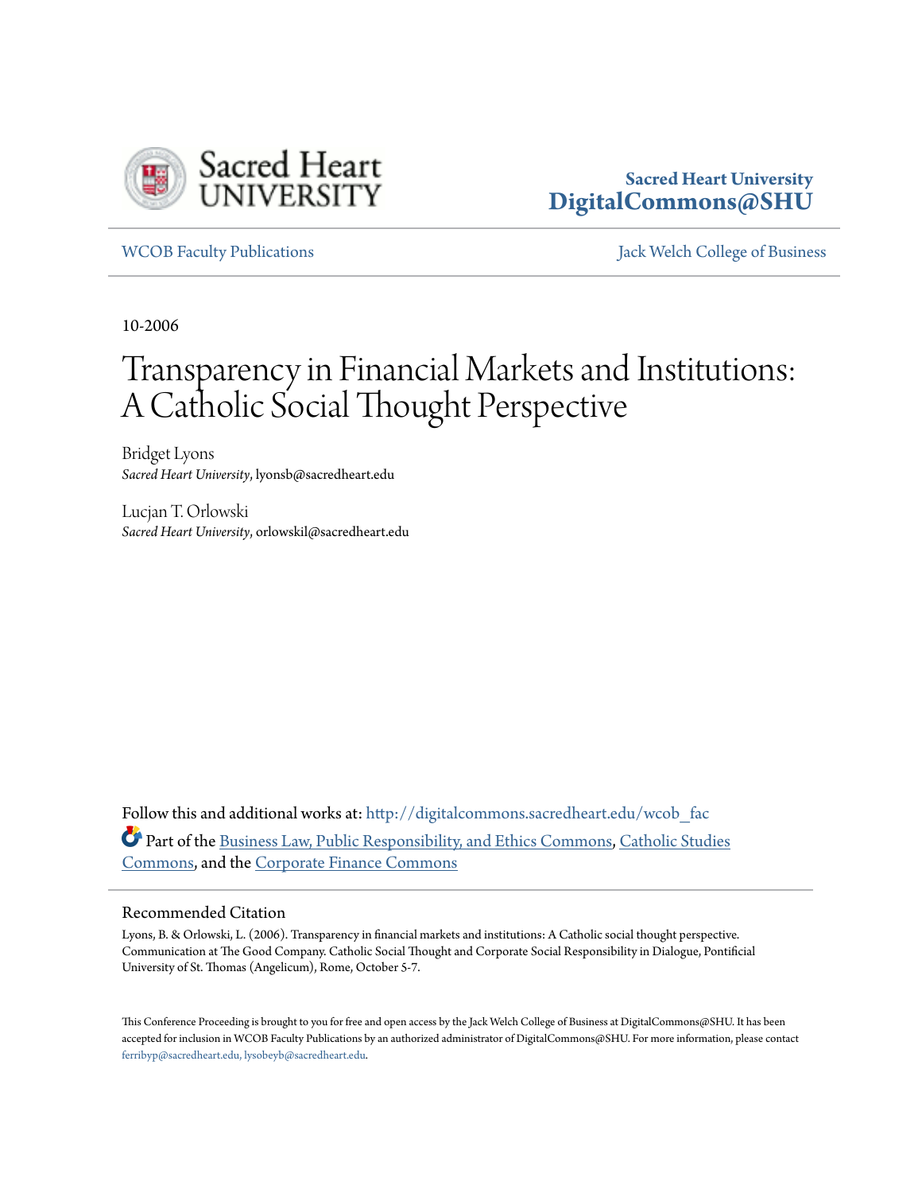Sacred Heart University
**DigitalCommons@SHU**

WCOB Faculty Publications | Jack Welch College of Business

10-2006

# Transparency in Financial Markets and Institutions: A Catholic Social Thought Perspective

Bridget Lyons
*Sacred Heart University*, lyonsb@sacredheart.edu

Lucjan T. Orlowski
*Sacred Heart University*, orlowskil@sacredheart.edu

Follow this and additional works at: http://digitalcommons.sacredheart.edu/wcob_fac

Part of the Business Law, Public Responsibility, and Ethics Commons, Catholic Studies Commons, and the Corporate Finance Commons

## Recommended Citation

Lyons, B. & Orlowski, L. (2006). Transparency in financial markets and institutions: A Catholic social thought perspective. Communication at The Good Company. Catholic Social Thought and Corporate Social Responsibility in Dialogue, Pontifical University of St. Thomas (Angelicum), Rome, October 5-7.

This Conference Proceeding is brought to you for free and open access by the Jack Welch College of Business at DigitalCommons@SHU. It has been accepted for inclusion in WCOB Faculty Publications by an authorized administrator of DigitalCommons@SHU. For more information, please contact ferribyp@sacredheart.edu, lysobeyb@sacredheart.edu.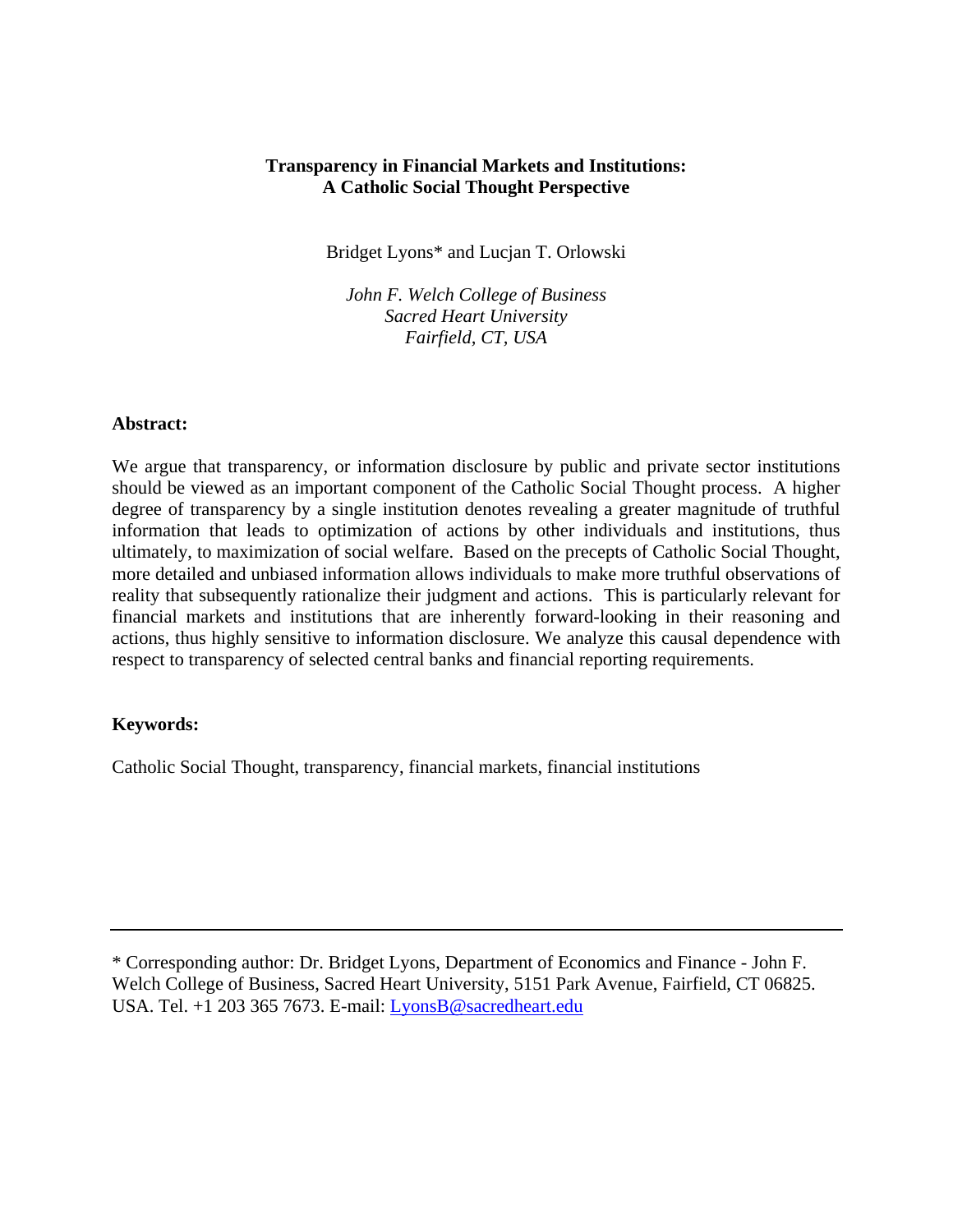**Transparency in Financial Markets and Institutions:**
**A Catholic Social Thought Perspective**

Bridget Lyons* and Lucjan T. Orlowski

*John F. Welch College of Business*
*Sacred Heart University*
*Fairfield, CT, USA*

**Abstract:**

We argue that transparency, or information disclosure by public and private sector institutions should be viewed as an important component of the Catholic Social Thought process. A higher degree of transparency by a single institution denotes revealing a greater magnitude of truthful information that leads to optimization of actions by other individuals and institutions, thus ultimately, to maximization of social welfare. Based on the precepts of Catholic Social Thought, more detailed and unbiased information allows individuals to make more truthful observations of reality that subsequently rationalize their judgment and actions. This is particularly relevant for financial markets and institutions that are inherently forward-looking in their reasoning and actions, thus highly sensitive to information disclosure. We analyze this causal dependence with respect to transparency of selected central banks and financial reporting requirements.

**Keywords:**

Catholic Social Thought, transparency, financial markets, financial institutions

---

* Corresponding author: Dr. Bridget Lyons, Department of Economics and Finance - John F. Welch College of Business, Sacred Heart University, 5151 Park Avenue, Fairfield, CT 06825. USA. Tel. +1 203 365 7673. E-mail: LyonsB@sacredheart.edu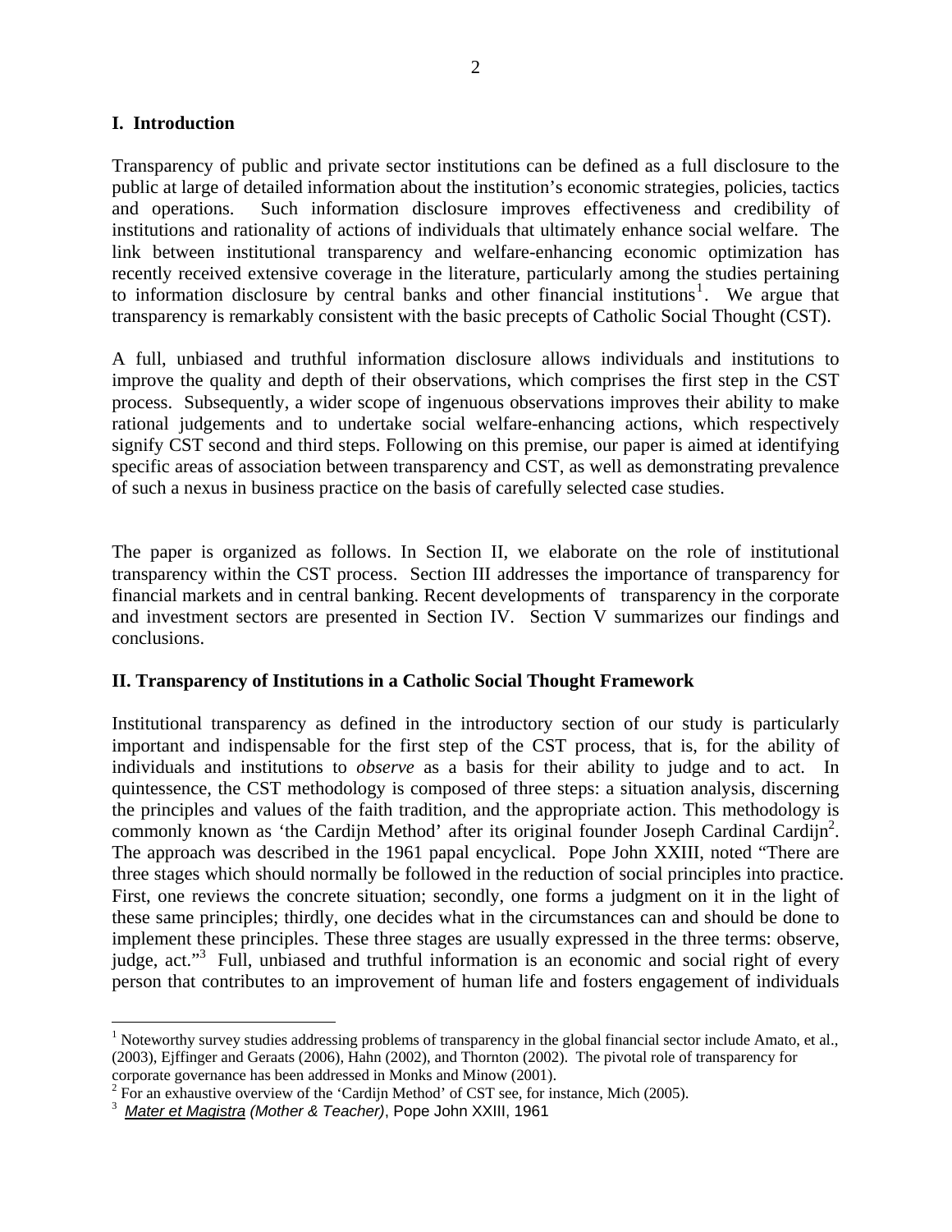## I. Introduction

Transparency of public and private sector institutions can be defined as a full disclosure to the public at large of detailed information about the institution's economic strategies, policies, tactics and operations. Such information disclosure improves effectiveness and credibility of institutions and rationality of actions of individuals that ultimately enhance social welfare. The link between institutional transparency and welfare-enhancing economic optimization has recently received extensive coverage in the literature, particularly among the studies pertaining to information disclosure by central banks and other financial institutions[1]. We argue that transparency is remarkably consistent with the basic precepts of Catholic Social Thought (CST).

A full, unbiased and truthful information disclosure allows individuals and institutions to improve the quality and depth of their observations, which comprises the first step in the CST process. Subsequently, a wider scope of ingenuous observations improves their ability to make rational judgements and to undertake social welfare-enhancing actions, which respectively signify CST second and third steps. Following on this premise, our paper is aimed at identifying specific areas of association between transparency and CST, as well as demonstrating prevalence of such a nexus in business practice on the basis of carefully selected case studies.

The paper is organized as follows. In Section II, we elaborate on the role of institutional transparency within the CST process. Section III addresses the importance of transparency for financial markets and in central banking. Recent developments of transparency in the corporate and investment sectors are presented in Section IV. Section V summarizes our findings and conclusions.

## II. Transparency of Institutions in a Catholic Social Thought Framework

Institutional transparency as defined in the introductory section of our study is particularly important and indispensable for the first step of the CST process, that is, for the ability of individuals and institutions to *observe* as a basis for their ability to judge and to act. In quintessence, the CST methodology is composed of three steps: a situation analysis, discerning the principles and values of the faith tradition, and the appropriate action. This methodology is commonly known as 'the Cardijn Method' after its original founder Joseph Cardinal Cardijn[2]. The approach was described in the 1961 papal encyclical. Pope John XXIII, noted "There are three stages which should normally be followed in the reduction of social principles into practice. First, one reviews the concrete situation; secondly, one forms a judgment on it in the light of these same principles; thirdly, one decides what in the circumstances can and should be done to implement these principles. These three stages are usually expressed in the three terms: observe, judge, act."[3] Full, unbiased and truthful information is an economic and social right of every person that contributes to an improvement of human life and fosters engagement of individuals

---

[1] Noteworthy survey studies addressing problems of transparency in the global financial sector include Amato, et al., (2003), Ejffinger and Geraats (2006), Hahn (2002), and Thornton (2002). The pivotal role of transparency for corporate governance has been addressed in Monks and Minow (2001).

[2] For an exhaustive overview of the 'Cardijn Method' of CST see, for instance, Mich (2005).

[3] *Mater et Magistra (Mother & Teacher)*, Pope John XXIII, 1961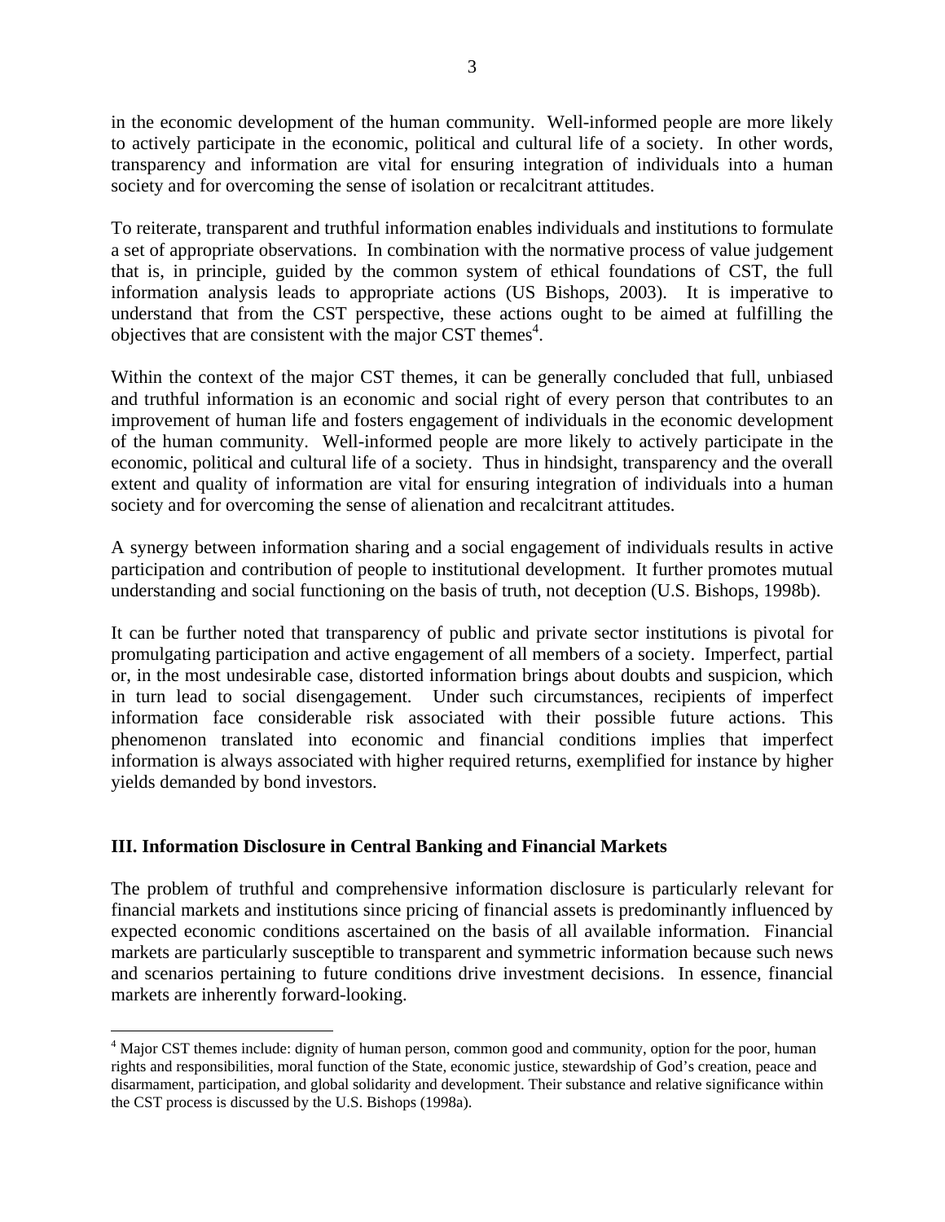in the economic development of the human community. Well-informed people are more likely to actively participate in the economic, political and cultural life of a society. In other words, transparency and information are vital for ensuring integration of individuals into a human society and for overcoming the sense of isolation or recalcitrant attitudes.

To reiterate, transparent and truthful information enables individuals and institutions to formulate a set of appropriate observations. In combination with the normative process of value judgement that is, in principle, guided by the common system of ethical foundations of CST, the full information analysis leads to appropriate actions (US Bishops, 2003). It is imperative to understand that from the CST perspective, these actions ought to be aimed at fulfilling the objectives that are consistent with the major CST themes[4].

Within the context of the major CST themes, it can be generally concluded that full, unbiased and truthful information is an economic and social right of every person that contributes to an improvement of human life and fosters engagement of individuals in the economic development of the human community. Well-informed people are more likely to actively participate in the economic, political and cultural life of a society. Thus in hindsight, transparency and the overall extent and quality of information are vital for ensuring integration of individuals into a human society and for overcoming the sense of alienation and recalcitrant attitudes.

A synergy between information sharing and a social engagement of individuals results in active participation and contribution of people to institutional development. It further promotes mutual understanding and social functioning on the basis of truth, not deception (U.S. Bishops, 1998b).

It can be further noted that transparency of public and private sector institutions is pivotal for promulgating participation and active engagement of all members of a society. Imperfect, partial or, in the most undesirable case, distorted information brings about doubts and suspicion, which in turn lead to social disengagement. Under such circumstances, recipients of imperfect information face considerable risk associated with their possible future actions. This phenomenon translated into economic and financial conditions implies that imperfect information is always associated with higher required returns, exemplified for instance by higher yields demanded by bond investors.

## III. Information Disclosure in Central Banking and Financial Markets

The problem of truthful and comprehensive information disclosure is particularly relevant for financial markets and institutions since pricing of financial assets is predominantly influenced by expected economic conditions ascertained on the basis of all available information. Financial markets are particularly susceptible to transparent and symmetric information because such news and scenarios pertaining to future conditions drive investment decisions. In essence, financial markets are inherently forward-looking.

---

[4] Major CST themes include: dignity of human person, common good and community, option for the poor, human rights and responsibilities, moral function of the State, economic justice, stewardship of God's creation, peace and disarmament, participation, and global solidarity and development. Their substance and relative significance within the CST process is discussed by the U.S. Bishops (1998a).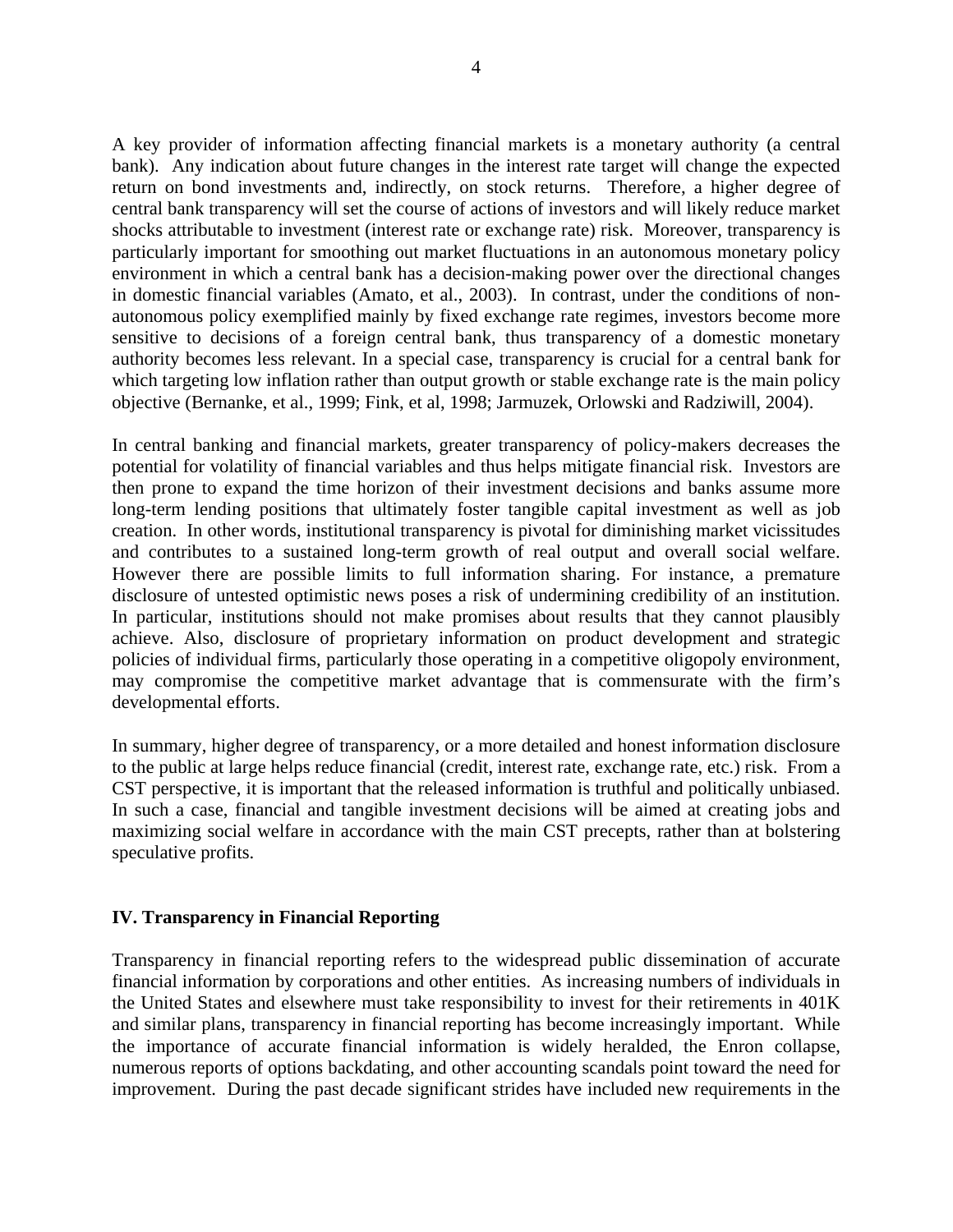A key provider of information affecting financial markets is a monetary authority (a central bank). Any indication about future changes in the interest rate target will change the expected return on bond investments and, indirectly, on stock returns. Therefore, a higher degree of central bank transparency will set the course of actions of investors and will likely reduce market shocks attributable to investment (interest rate or exchange rate) risk. Moreover, transparency is particularly important for smoothing out market fluctuations in an autonomous monetary policy environment in which a central bank has a decision-making power over the directional changes in domestic financial variables (Amato, et al., 2003). In contrast, under the conditions of non-autonomous policy exemplified mainly by fixed exchange rate regimes, investors become more sensitive to decisions of a foreign central bank, thus transparency of a domestic monetary authority becomes less relevant. In a special case, transparency is crucial for a central bank for which targeting low inflation rather than output growth or stable exchange rate is the main policy objective (Bernanke, et al., 1999; Fink, et al, 1998; Jarmuzek, Orlowski and Radziwill, 2004).

In central banking and financial markets, greater transparency of policy-makers decreases the potential for volatility of financial variables and thus helps mitigate financial risk. Investors are then prone to expand the time horizon of their investment decisions and banks assume more long-term lending positions that ultimately foster tangible capital investment as well as job creation. In other words, institutional transparency is pivotal for diminishing market vicissitudes and contributes to a sustained long-term growth of real output and overall social welfare. However there are possible limits to full information sharing. For instance, a premature disclosure of untested optimistic news poses a risk of undermining credibility of an institution. In particular, institutions should not make promises about results that they cannot plausibly achieve. Also, disclosure of proprietary information on product development and strategic policies of individual firms, particularly those operating in a competitive oligopoly environment, may compromise the competitive market advantage that is commensurate with the firm's developmental efforts.

In summary, higher degree of transparency, or a more detailed and honest information disclosure to the public at large helps reduce financial (credit, interest rate, exchange rate, etc.) risk. From a CST perspective, it is important that the released information is truthful and politically unbiased. In such a case, financial and tangible investment decisions will be aimed at creating jobs and maximizing social welfare in accordance with the main CST precepts, rather than at bolstering speculative profits.

## IV. Transparency in Financial Reporting

Transparency in financial reporting refers to the widespread public dissemination of accurate financial information by corporations and other entities. As increasing numbers of individuals in the United States and elsewhere must take responsibility to invest for their retirements in 401K and similar plans, transparency in financial reporting has become increasingly important. While the importance of accurate financial information is widely heralded, the Enron collapse, numerous reports of options backdating, and other accounting scandals point toward the need for improvement. During the past decade significant strides have included new requirements in the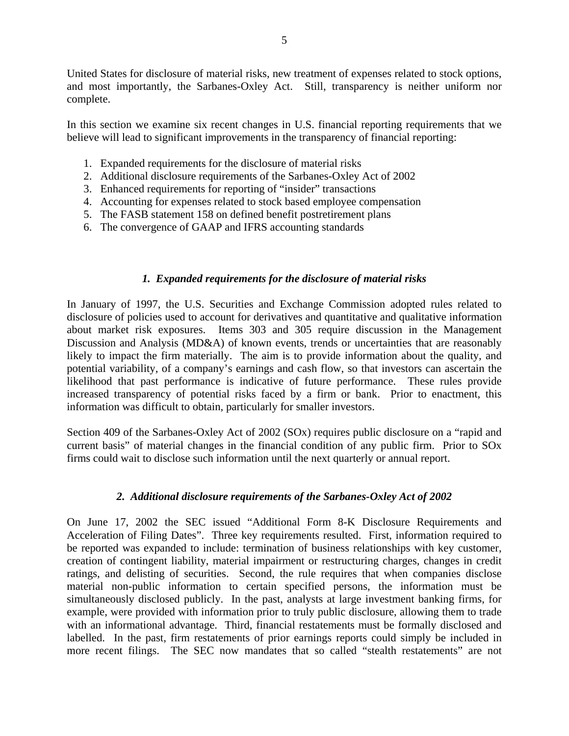United States for disclosure of material risks, new treatment of expenses related to stock options, and most importantly, the Sarbanes-Oxley Act. Still, transparency is neither uniform nor complete.

In this section we examine six recent changes in U.S. financial reporting requirements that we believe will lead to significant improvements in the transparency of financial reporting:

1. Expanded requirements for the disclosure of material risks
2. Additional disclosure requirements of the Sarbanes-Oxley Act of 2002
3. Enhanced requirements for reporting of "insider" transactions
4. Accounting for expenses related to stock based employee compensation
5. The FASB statement 158 on defined benefit postretirement plans
6. The convergence of GAAP and IFRS accounting standards

### *1. Expanded requirements for the disclosure of material risks*

In January of 1997, the U.S. Securities and Exchange Commission adopted rules related to disclosure of policies used to account for derivatives and quantitative and qualitative information about market risk exposures. Items 303 and 305 require discussion in the Management Discussion and Analysis (MD&A) of known events, trends or uncertainties that are reasonably likely to impact the firm materially. The aim is to provide information about the quality, and potential variability, of a company's earnings and cash flow, so that investors can ascertain the likelihood that past performance is indicative of future performance. These rules provide increased transparency of potential risks faced by a firm or bank. Prior to enactment, this information was difficult to obtain, particularly for smaller investors.

Section 409 of the Sarbanes-Oxley Act of 2002 (SOx) requires public disclosure on a "rapid and current basis" of material changes in the financial condition of any public firm. Prior to SOx firms could wait to disclose such information until the next quarterly or annual report.

### *2. Additional disclosure requirements of the Sarbanes-Oxley Act of 2002*

On June 17, 2002 the SEC issued "Additional Form 8-K Disclosure Requirements and Acceleration of Filing Dates". Three key requirements resulted. First, information required to be reported was expanded to include: termination of business relationships with key customer, creation of contingent liability, material impairment or restructuring charges, changes in credit ratings, and delisting of securities. Second, the rule requires that when companies disclose material non-public information to certain specified persons, the information must be simultaneously disclosed publicly. In the past, analysts at large investment banking firms, for example, were provided with information prior to truly public disclosure, allowing them to trade with an informational advantage. Third, financial restatements must be formally disclosed and labelled. In the past, firm restatements of prior earnings reports could simply be included in more recent filings. The SEC now mandates that so called "stealth restatements" are not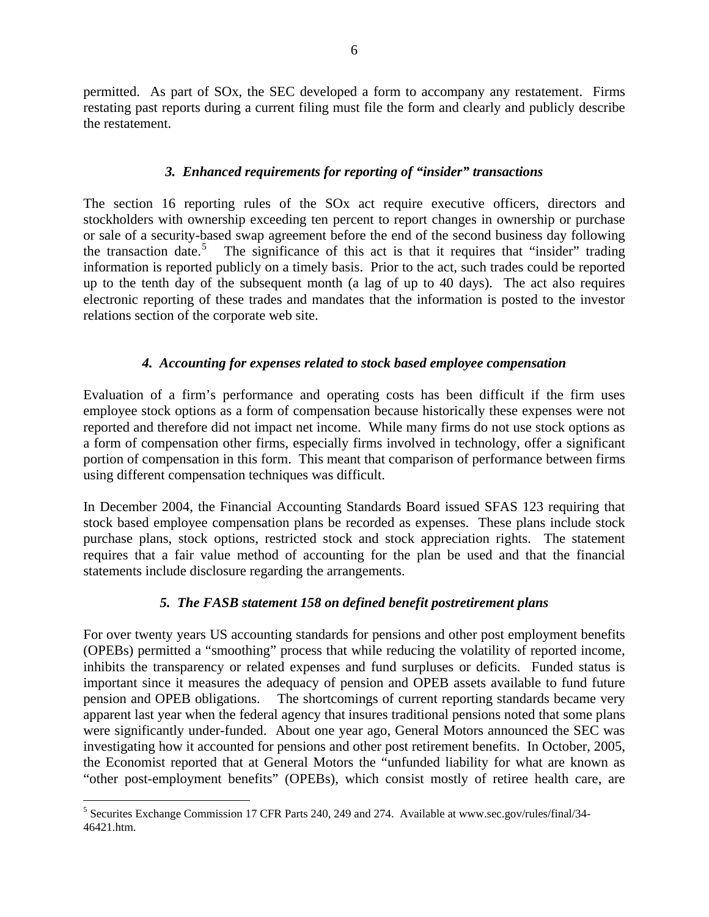permitted. As part of SOx, the SEC developed a form to accompany any restatement. Firms restating past reports during a current filing must file the form and clearly and publicly describe the restatement.

### *3. Enhanced requirements for reporting of "insider" transactions*

The section 16 reporting rules of the SOx act require executive officers, directors and stockholders with ownership exceeding ten percent to report changes in ownership or purchase or sale of a security-based swap agreement before the end of the second business day following the transaction date.[5] The significance of this act is that it requires that "insider" trading information is reported publicly on a timely basis. Prior to the act, such trades could be reported up to the tenth day of the subsequent month (a lag of up to 40 days). The act also requires electronic reporting of these trades and mandates that the information is posted to the investor relations section of the corporate web site.

### *4. Accounting for expenses related to stock based employee compensation*

Evaluation of a firm's performance and operating costs has been difficult if the firm uses employee stock options as a form of compensation because historically these expenses were not reported and therefore did not impact net income. While many firms do not use stock options as a form of compensation other firms, especially firms involved in technology, offer a significant portion of compensation in this form. This meant that comparison of performance between firms using different compensation techniques was difficult.

In December 2004, the Financial Accounting Standards Board issued SFAS 123 requiring that stock based employee compensation plans be recorded as expenses. These plans include stock purchase plans, stock options, restricted stock and stock appreciation rights. The statement requires that a fair value method of accounting for the plan be used and that the financial statements include disclosure regarding the arrangements.

### *5. The FASB statement 158 on defined benefit postretirement plans*

For over twenty years US accounting standards for pensions and other post employment benefits (OPEBs) permitted a "smoothing" process that while reducing the volatility of reported income, inhibits the transparency or related expenses and fund surpluses or deficits. Funded status is important since it measures the adequacy of pension and OPEB assets available to fund future pension and OPEB obligations. The shortcomings of current reporting standards became very apparent last year when the federal agency that insures traditional pensions noted that some plans were significantly under-funded. About one year ago, General Motors announced the SEC was investigating how it accounted for pensions and other post retirement benefits. In October, 2005, the Economist reported that at General Motors the "unfunded liability for what are known as "other post-employment benefits" (OPEBs), which consist mostly of retiree health care, are

---

[5] Securites Exchange Commission 17 CFR Parts 240, 249 and 274. Available at www.sec.gov/rules/final/34-46421.htm.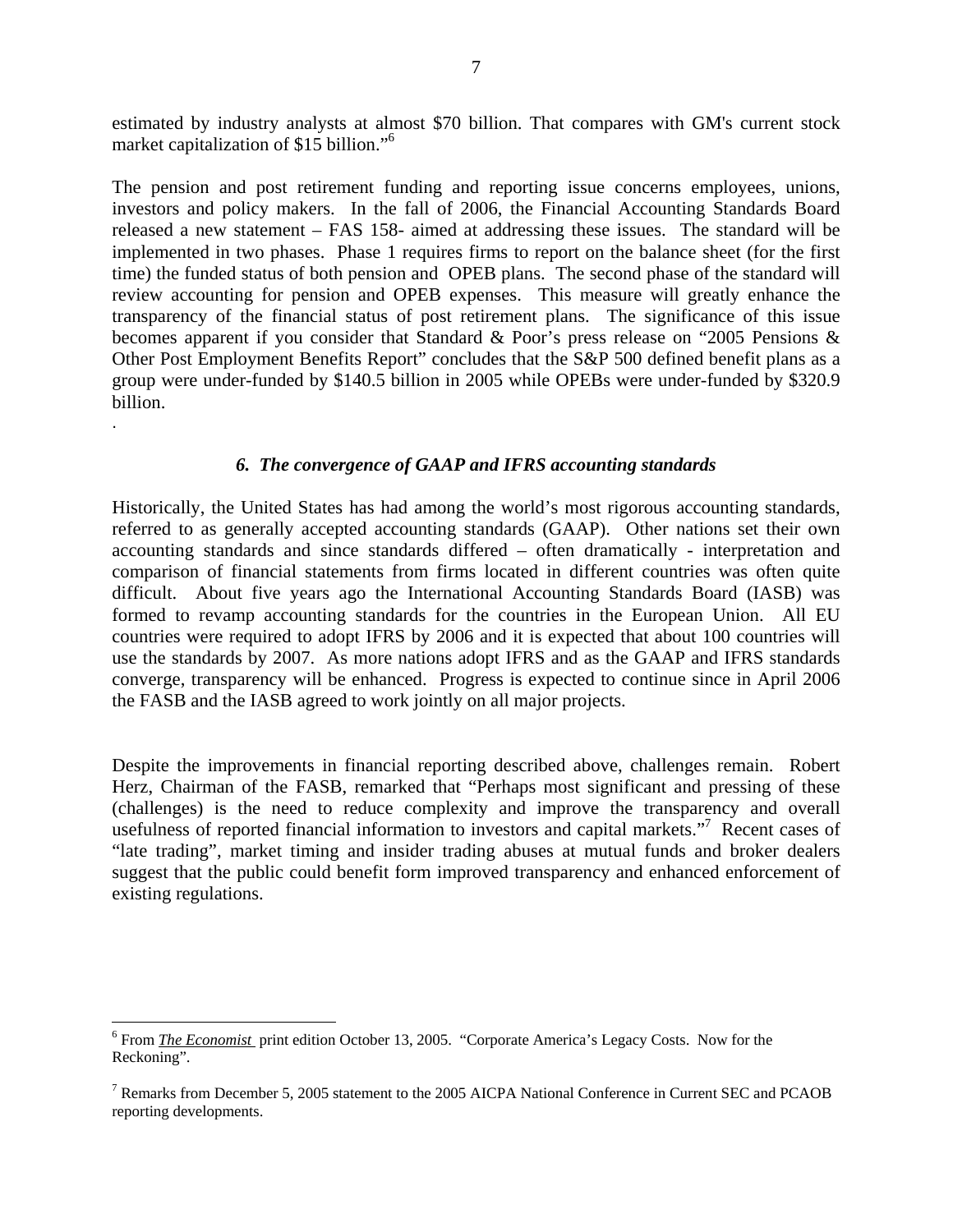estimated by industry analysts at almost $70 billion. That compares with GM's current stock market capitalization of $15 billion."[6]

The pension and post retirement funding and reporting issue concerns employees, unions, investors and policy makers. In the fall of 2006, the Financial Accounting Standards Board released a new statement – FAS 158- aimed at addressing these issues. The standard will be implemented in two phases. Phase 1 requires firms to report on the balance sheet (for the first time) the funded status of both pension and OPEB plans. The second phase of the standard will review accounting for pension and OPEB expenses. This measure will greatly enhance the transparency of the financial status of post retirement plans. The significance of this issue becomes apparent if you consider that Standard & Poor's press release on "2005 Pensions & Other Post Employment Benefits Report" concludes that the S&P 500 defined benefit plans as a group were under-funded by $140.5 billion in 2005 while OPEBs were under-funded by $320.9 billion.

.

### *6. The convergence of GAAP and IFRS accounting standards*

Historically, the United States has had among the world's most rigorous accounting standards, referred to as generally accepted accounting standards (GAAP). Other nations set their own accounting standards and since standards differed – often dramatically - interpretation and comparison of financial statements from firms located in different countries was often quite difficult. About five years ago the International Accounting Standards Board (IASB) was formed to revamp accounting standards for the countries in the European Union. All EU countries were required to adopt IFRS by 2006 and it is expected that about 100 countries will use the standards by 2007. As more nations adopt IFRS and as the GAAP and IFRS standards converge, transparency will be enhanced. Progress is expected to continue since in April 2006 the FASB and the IASB agreed to work jointly on all major projects.

Despite the improvements in financial reporting described above, challenges remain. Robert Herz, Chairman of the FASB, remarked that "Perhaps most significant and pressing of these (challenges) is the need to reduce complexity and improve the transparency and overall usefulness of reported financial information to investors and capital markets."[7] Recent cases of "late trading", market timing and insider trading abuses at mutual funds and broker dealers suggest that the public could benefit form improved transparency and enhanced enforcement of existing regulations.

---

[6] From *The Economist* print edition October 13, 2005. "Corporate America's Legacy Costs. Now for the Reckoning".

[7] Remarks from December 5, 2005 statement to the 2005 AICPA National Conference in Current SEC and PCAOB reporting developments.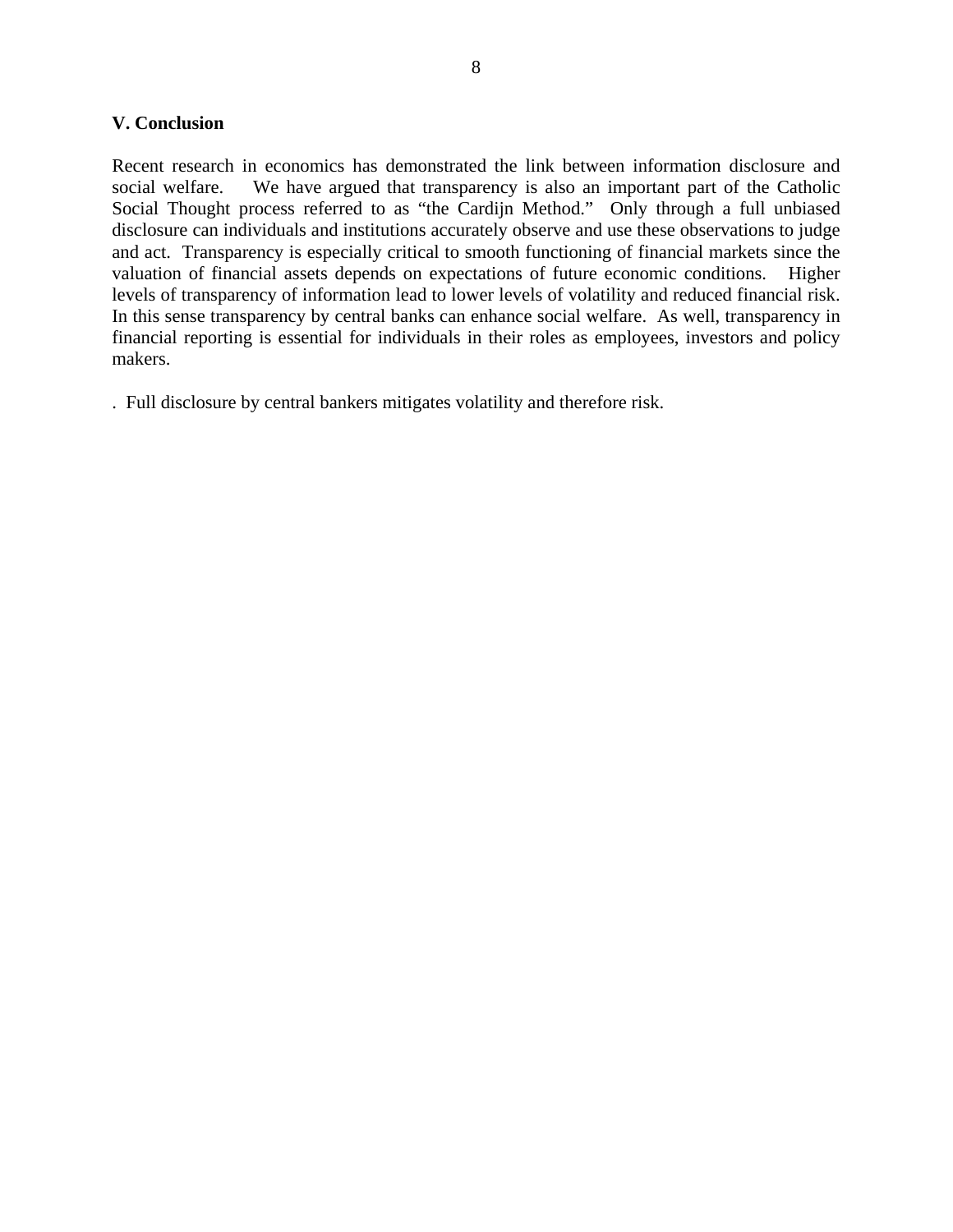## V. Conclusion

Recent research in economics has demonstrated the link between information disclosure and social welfare. We have argued that transparency is also an important part of the Catholic Social Thought process referred to as "the Cardijn Method." Only through a full unbiased disclosure can individuals and institutions accurately observe and use these observations to judge and act. Transparency is especially critical to smooth functioning of financial markets since the valuation of financial assets depends on expectations of future economic conditions. Higher levels of transparency of information lead to lower levels of volatility and reduced financial risk. In this sense transparency by central banks can enhance social welfare. As well, transparency in financial reporting is essential for individuals in their roles as employees, investors and policy makers.

. Full disclosure by central bankers mitigates volatility and therefore risk.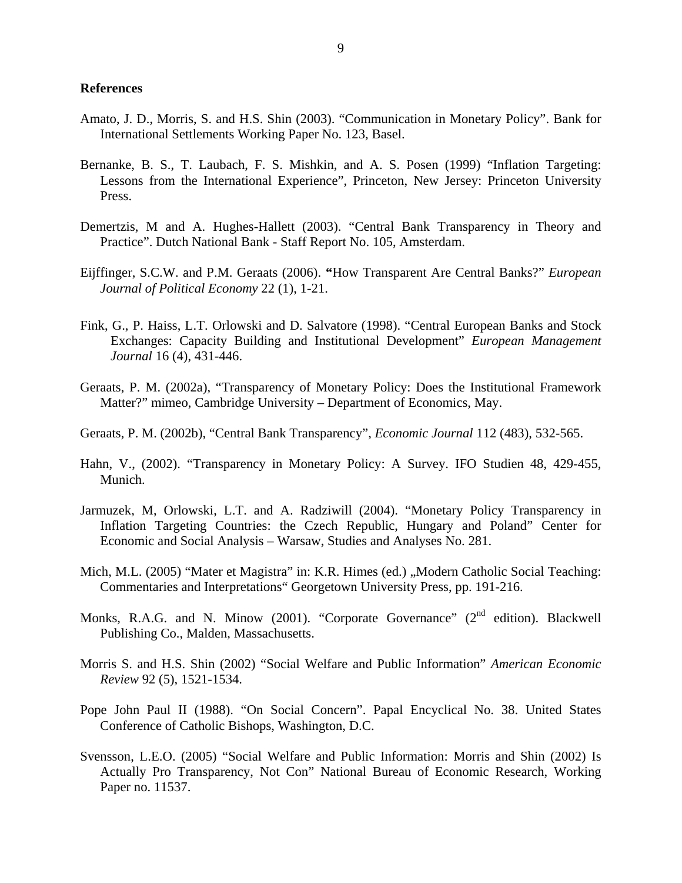**References**

Amato, J. D., Morris, S. and H.S. Shin (2003). "Communication in Monetary Policy". Bank for International Settlements Working Paper No. 123, Basel.

Bernanke, B. S., T. Laubach, F. S. Mishkin, and A. S. Posen (1999) "Inflation Targeting: Lessons from the International Experience", Princeton, New Jersey: Princeton University Press.

Demertzis, M and A. Hughes-Hallett (2003). "Central Bank Transparency in Theory and Practice". Dutch National Bank - Staff Report No. 105, Amsterdam.

Eijffinger, S.C.W. and P.M. Geraats (2006). **"**How Transparent Are Central Banks?" *European Journal of Political Economy* 22 (1), 1-21.

Fink, G., P. Haiss, L.T. Orlowski and D. Salvatore (1998). "Central European Banks and Stock Exchanges: Capacity Building and Institutional Development" *European Management Journal* 16 (4), 431-446.

Geraats, P. M. (2002a), "Transparency of Monetary Policy: Does the Institutional Framework Matter?" mimeo, Cambridge University – Department of Economics, May.

Geraats, P. M. (2002b), "Central Bank Transparency", *Economic Journal* 112 (483), 532-565.

Hahn, V., (2002). "Transparency in Monetary Policy: A Survey. IFO Studien 48, 429-455, Munich.

Jarmuzek, M, Orlowski, L.T. and A. Radziwill (2004). "Monetary Policy Transparency in Inflation Targeting Countries: the Czech Republic, Hungary and Poland" Center for Economic and Social Analysis – Warsaw, Studies and Analyses No. 281.

Mich, M.L. (2005) "Mater et Magistra" in: K.R. Himes (ed.) „Modern Catholic Social Teaching: Commentaries and Interpretations" Georgetown University Press, pp. 191-216.

Monks, R.A.G. and N. Minow (2001). "Corporate Governance" (2nd edition). Blackwell Publishing Co., Malden, Massachusetts.

Morris S. and H.S. Shin (2002) "Social Welfare and Public Information" *American Economic Review* 92 (5), 1521-1534.

Pope John Paul II (1988). "On Social Concern". Papal Encyclical No. 38. United States Conference of Catholic Bishops, Washington, D.C.

Svensson, L.E.O. (2005) "Social Welfare and Public Information: Morris and Shin (2002) Is Actually Pro Transparency, Not Con" National Bureau of Economic Research, Working Paper no. 11537.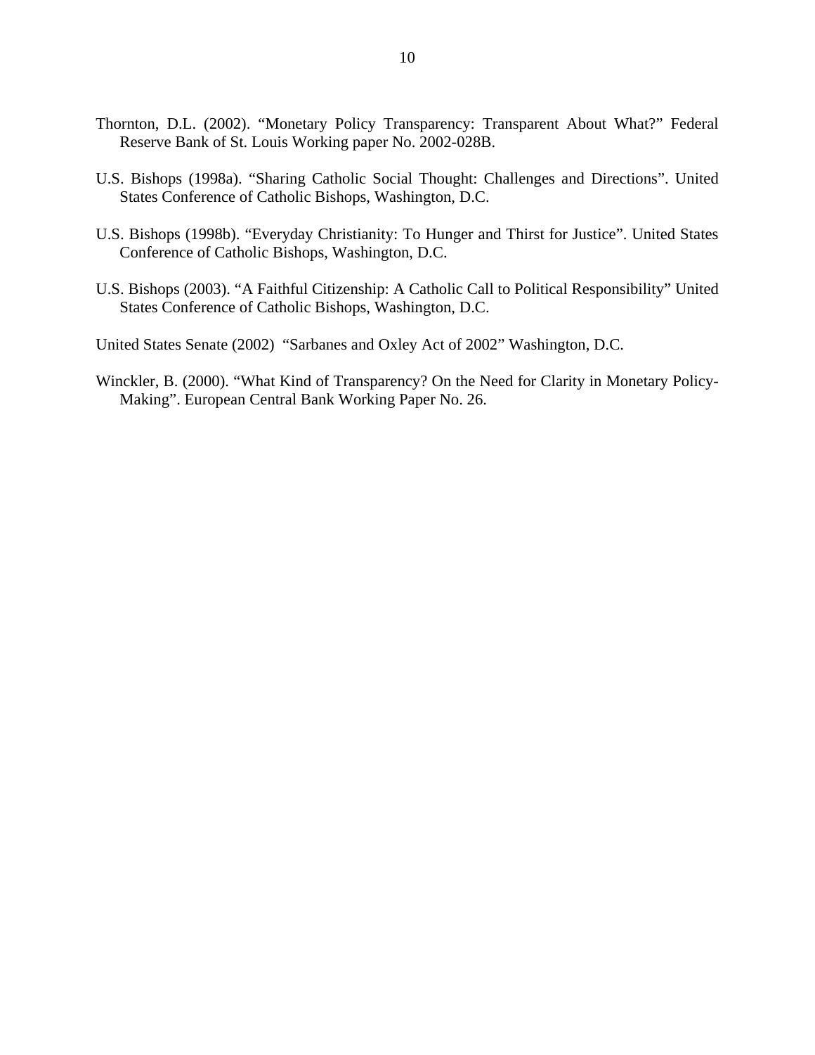Thornton, D.L. (2002). "Monetary Policy Transparency: Transparent About What?" Federal Reserve Bank of St. Louis Working paper No. 2002-028B.

U.S. Bishops (1998a). "Sharing Catholic Social Thought: Challenges and Directions". United States Conference of Catholic Bishops, Washington, D.C.

U.S. Bishops (1998b). "Everyday Christianity: To Hunger and Thirst for Justice". United States Conference of Catholic Bishops, Washington, D.C.

U.S. Bishops (2003). "A Faithful Citizenship: A Catholic Call to Political Responsibility" United States Conference of Catholic Bishops, Washington, D.C.

United States Senate (2002) "Sarbanes and Oxley Act of 2002" Washington, D.C.

Winckler, B. (2000). "What Kind of Transparency? On the Need for Clarity in Monetary Policy-Making". European Central Bank Working Paper No. 26.